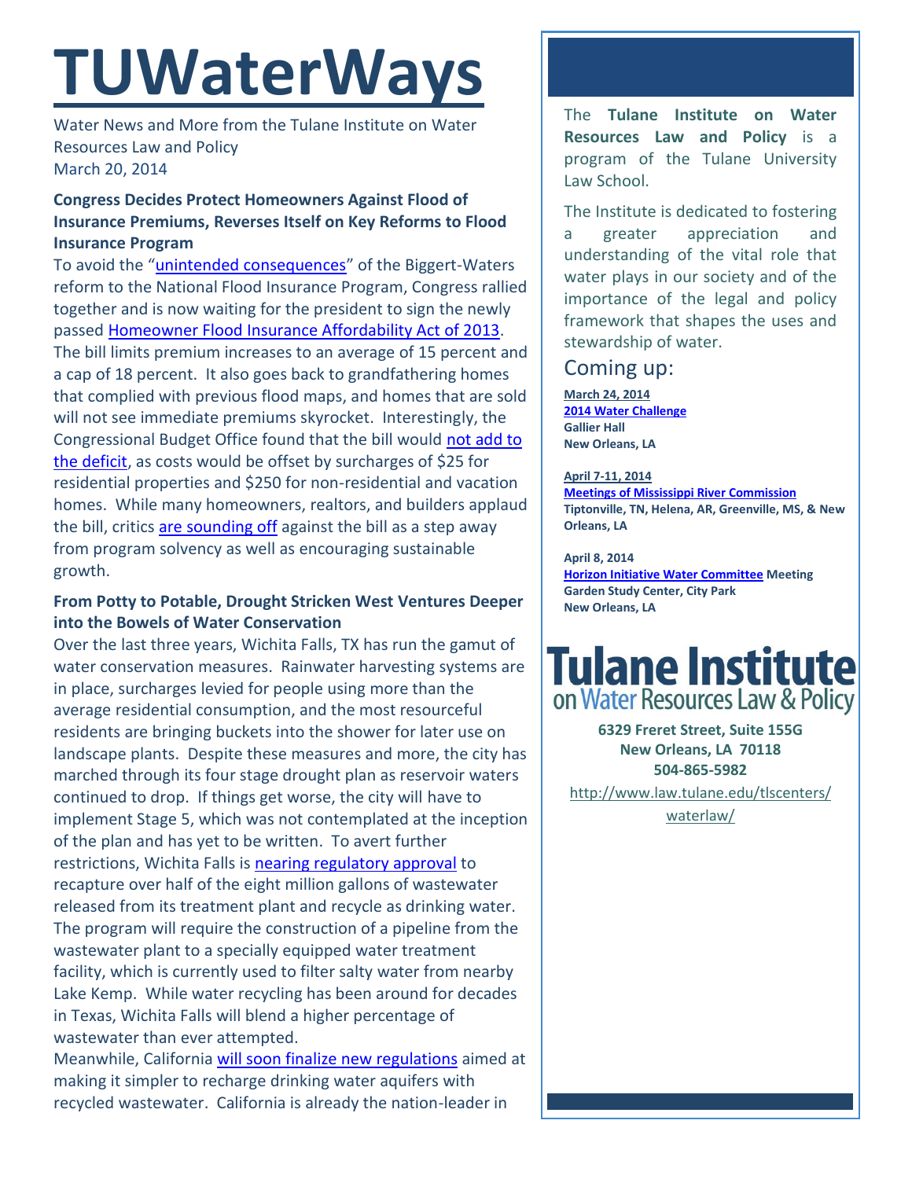# TUWaterWays

Water News and More from the Tulane Institute on Water Resources Law and Policy
March 20, 2014

### Congress Decides Protect Homeowners Against Flood of Insurance Premiums, Reverses Itself on Key Reforms to Flood Insurance Program

To avoid the "unintended consequences" of the Biggert-Waters reform to the National Flood Insurance Program, Congress rallied together and is now waiting for the president to sign the newly passed Homeowner Flood Insurance Affordability Act of 2013. The bill limits premium increases to an average of 15 percent and a cap of 18 percent. It also goes back to grandfathering homes that complied with previous flood maps, and homes that are sold will not see immediate premiums skyrocket. Interestingly, the Congressional Budget Office found that the bill would not add to the deficit, as costs would be offset by surcharges of $25 for residential properties and $250 for non-residential and vacation homes. While many homeowners, realtors, and builders applaud the bill, critics are sounding off against the bill as a step away from program solvency as well as encouraging sustainable growth.

### From Potty to Potable, Drought Stricken West Ventures Deeper into the Bowels of Water Conservation

Over the last three years, Wichita Falls, TX has run the gamut of water conservation measures. Rainwater harvesting systems are in place, surcharges levied for people using more than the average residential consumption, and the most resourceful residents are bringing buckets into the shower for later use on landscape plants. Despite these measures and more, the city has marched through its four stage drought plan as reservoir waters continued to drop. If things get worse, the city will have to implement Stage 5, which was not contemplated at the inception of the plan and has yet to be written. To avert further restrictions, Wichita Falls is nearing regulatory approval to recapture over half of the eight million gallons of wastewater released from its treatment plant and recycle as drinking water. The program will require the construction of a pipeline from the wastewater plant to a specially equipped water treatment facility, which is currently used to filter salty water from nearby Lake Kemp. While water recycling has been around for decades in Texas, Wichita Falls will blend a higher percentage of wastewater than ever attempted.

Meanwhile, California will soon finalize new regulations aimed at making it simpler to recharge drinking water aquifers with recycled wastewater. California is already the nation-leader in

---

The **Tulane Institute on Water Resources Law and Policy** is a program of the Tulane University Law School.

The Institute is dedicated to fostering a greater appreciation and understanding of the vital role that water plays in our society and of the importance of the legal and policy framework that shapes the uses and stewardship of water.

## Coming up:

**March 24, 2014**
**2014 Water Challenge**
**Gallier Hall**
**New Orleans, LA**

**April 7-11, 2014**
**Meetings of Mississippi River Commission**
**Tiptonville, TN, Helena, AR, Greenville, MS, & New Orleans, LA**

**April 8, 2014**
**Horizon Initiative Water Committee Meeting**
**Garden Study Center, City Park**
**New Orleans, LA**

**Tulane Institute on Water Resources Law & Policy**

**6329 Freret Street, Suite 155G**
**New Orleans, LA 70118**
**504-865-5982**

http://www.law.tulane.edu/tlscenters/waterlaw/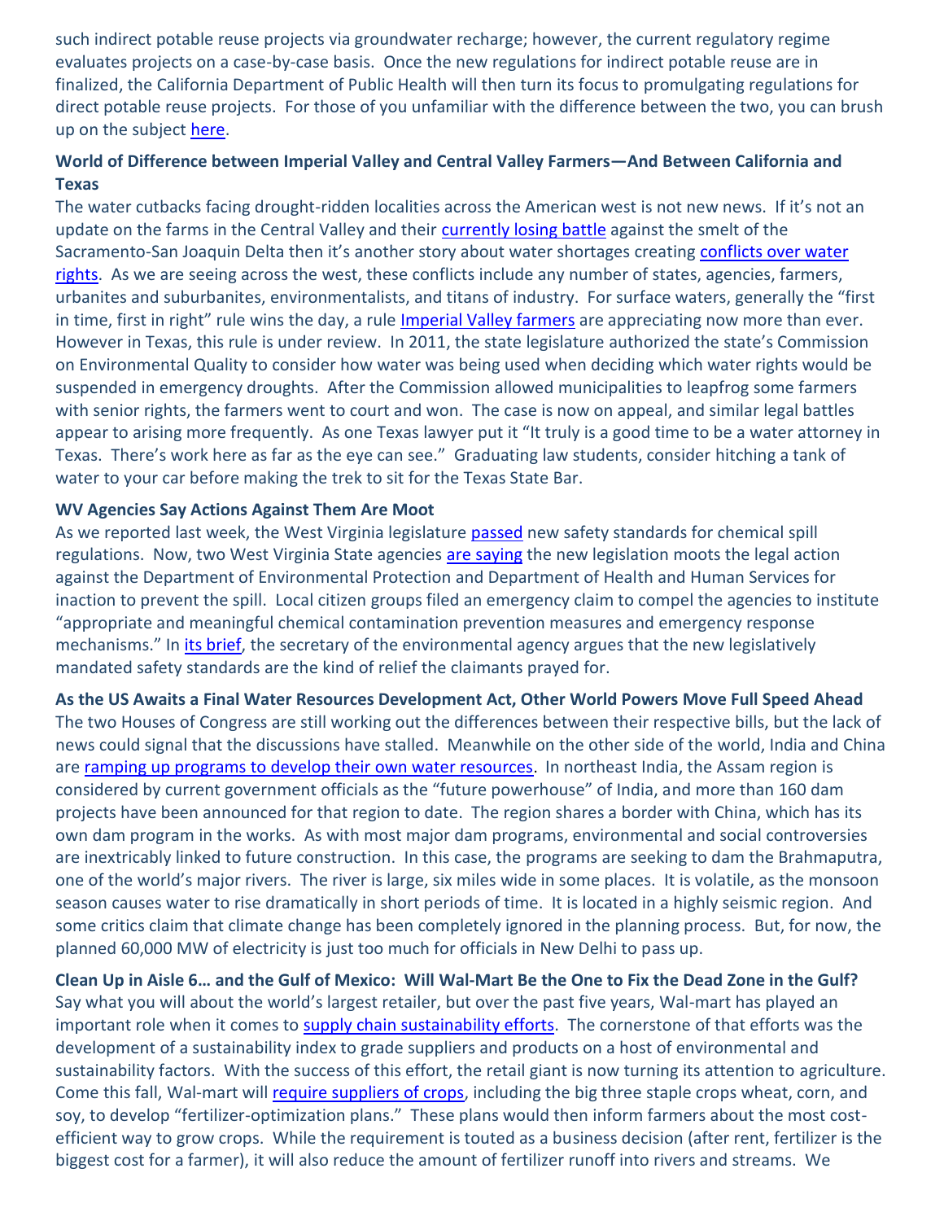such indirect potable reuse projects via groundwater recharge; however, the current regulatory regime evaluates projects on a case-by-case basis. Once the new regulations for indirect potable reuse are in finalized, the California Department of Public Health will then turn its focus to promulgating regulations for direct potable reuse projects. For those of you unfamiliar with the difference between the two, you can brush up on the subject here.

**World of Difference between Imperial Valley and Central Valley Farmers—And Between California and Texas**

The water cutbacks facing drought-ridden localities across the American west is not new news. If it's not an update on the farms in the Central Valley and their currently losing battle against the smelt of the Sacramento-San Joaquin Delta then it's another story about water shortages creating conflicts over water rights. As we are seeing across the west, these conflicts include any number of states, agencies, farmers, urbanites and suburbanites, environmentalists, and titans of industry. For surface waters, generally the "first in time, first in right" rule wins the day, a rule Imperial Valley farmers are appreciating now more than ever. However in Texas, this rule is under review. In 2011, the state legislature authorized the state's Commission on Environmental Quality to consider how water was being used when deciding which water rights would be suspended in emergency droughts. After the Commission allowed municipalities to leapfrog some farmers with senior rights, the farmers went to court and won. The case is now on appeal, and similar legal battles appear to arising more frequently. As one Texas lawyer put it "It truly is a good time to be a water attorney in Texas. There's work here as far as the eye can see." Graduating law students, consider hitching a tank of water to your car before making the trek to sit for the Texas State Bar.

**WV Agencies Say Actions Against Them Are Moot**

As we reported last week, the West Virginia legislature passed new safety standards for chemical spill regulations. Now, two West Virginia State agencies are saying the new legislation moots the legal action against the Department of Environmental Protection and Department of Health and Human Services for inaction to prevent the spill. Local citizen groups filed an emergency claim to compel the agencies to institute "appropriate and meaningful chemical contamination prevention measures and emergency response mechanisms." In its brief, the secretary of the environmental agency argues that the new legislatively mandated safety standards are the kind of relief the claimants prayed for.

**As the US Awaits a Final Water Resources Development Act, Other World Powers Move Full Speed Ahead**

The two Houses of Congress are still working out the differences between their respective bills, but the lack of news could signal that the discussions have stalled. Meanwhile on the other side of the world, India and China are ramping up programs to develop their own water resources. In northeast India, the Assam region is considered by current government officials as the "future powerhouse" of India, and more than 160 dam projects have been announced for that region to date. The region shares a border with China, which has its own dam program in the works. As with most major dam programs, environmental and social controversies are inextricably linked to future construction. In this case, the programs are seeking to dam the Brahmaputra, one of the world's major rivers. The river is large, six miles wide in some places. It is volatile, as the monsoon season causes water to rise dramatically in short periods of time. It is located in a highly seismic region. And some critics claim that climate change has been completely ignored in the planning process. But, for now, the planned 60,000 MW of electricity is just too much for officials in New Delhi to pass up.

**Clean Up in Aisle 6… and the Gulf of Mexico: Will Wal-Mart Be the One to Fix the Dead Zone in the Gulf?**

Say what you will about the world's largest retailer, but over the past five years, Wal-mart has played an important role when it comes to supply chain sustainability efforts. The cornerstone of that efforts was the development of a sustainability index to grade suppliers and products on a host of environmental and sustainability factors. With the success of this effort, the retail giant is now turning its attention to agriculture. Come this fall, Wal-mart will require suppliers of crops, including the big three staple crops wheat, corn, and soy, to develop "fertilizer-optimization plans." These plans would then inform farmers about the most cost-efficient way to grow crops. While the requirement is touted as a business decision (after rent, fertilizer is the biggest cost for a farmer), it will also reduce the amount of fertilizer runoff into rivers and streams. We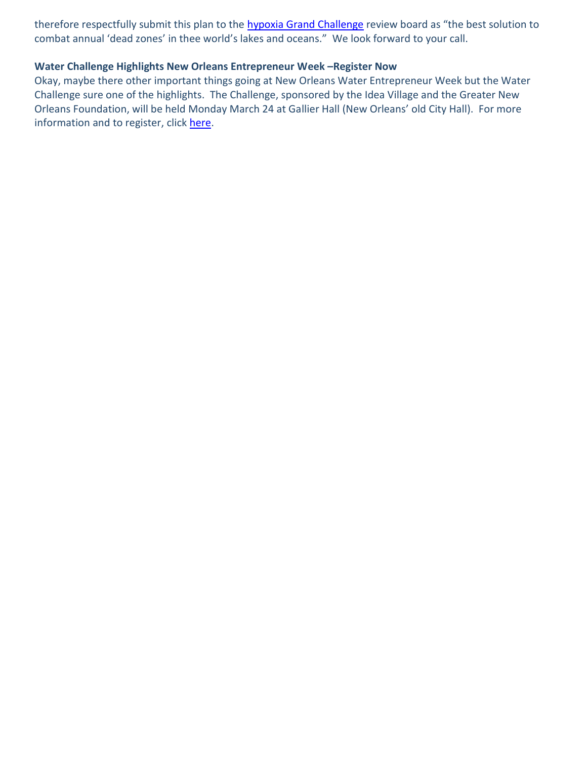therefore respectfully submit this plan to the hypoxia Grand Challenge review board as "the best solution to combat annual 'dead zones' in thee world's lakes and oceans." We look forward to your call.

**Water Challenge Highlights New Orleans Entrepreneur Week –Register Now**

Okay, maybe there other important things going at New Orleans Water Entrepreneur Week but the Water Challenge sure one of the highlights. The Challenge, sponsored by the Idea Village and the Greater New Orleans Foundation, will be held Monday March 24 at Gallier Hall (New Orleans' old City Hall). For more information and to register, click here.